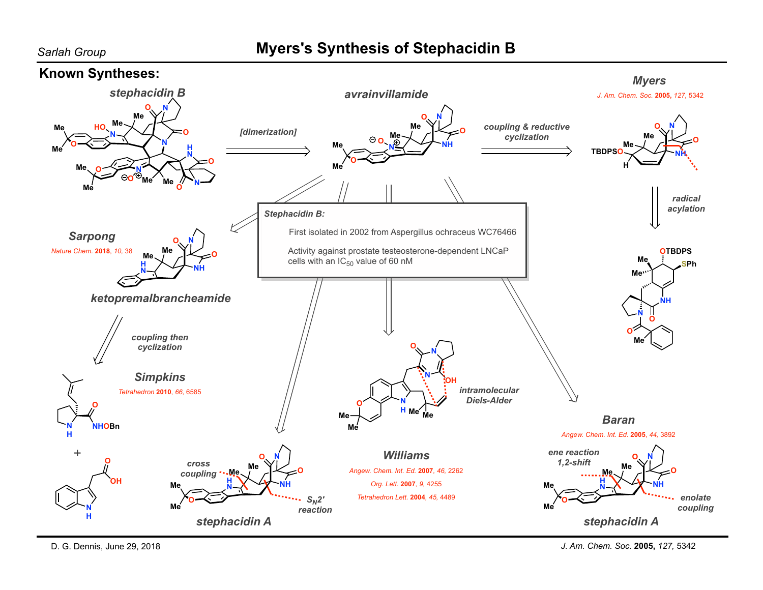# Myers's Synthesis of Stephacidin B

Sarlah Group

## Known Syntheses:

**stephacidin B** —[dimerization]→ **avrainvillamide**

**Myers**

*J. Am. Chem. Soc.* **2005,** *127*, 5342

coupling & reductive cyclization

radical acylation

**Sarpong**

*Nature Chem.* **2018**, *10*, 38

**ketopremalbrancheamide**

coupling then cyclization

**Simpkins**

*Tetrahedron* **2010**, *66*, 6585

**Stephacidin B:**

First isolated in 2002 from Aspergillus ochraceus WC76466

Activity against prostate testosterone-dependent LNCaP cells with an $IC_{50}$ value of 60 nM

intramolecular Diels-Alder

**Williams**

*Angew. Chem. Int. Ed.* **2007**, *46*, 2262

*Org. Lett.* **2007**, *9*, 4255

*Tetrahedron Lett.* **2004**, *45*, 4489

cross coupling

$S_N2'$ reaction

**stephacidin A**

**Baran**

*Angew. Chem. Int. Ed.* **2005**, *44*, 3892

ene reaction 1,2-shift

enolate coupling

**stephacidin A**

D. G. Dennis, June 29, 2018

*J. Am. Chem. Soc.* **2005,** *127,* 5342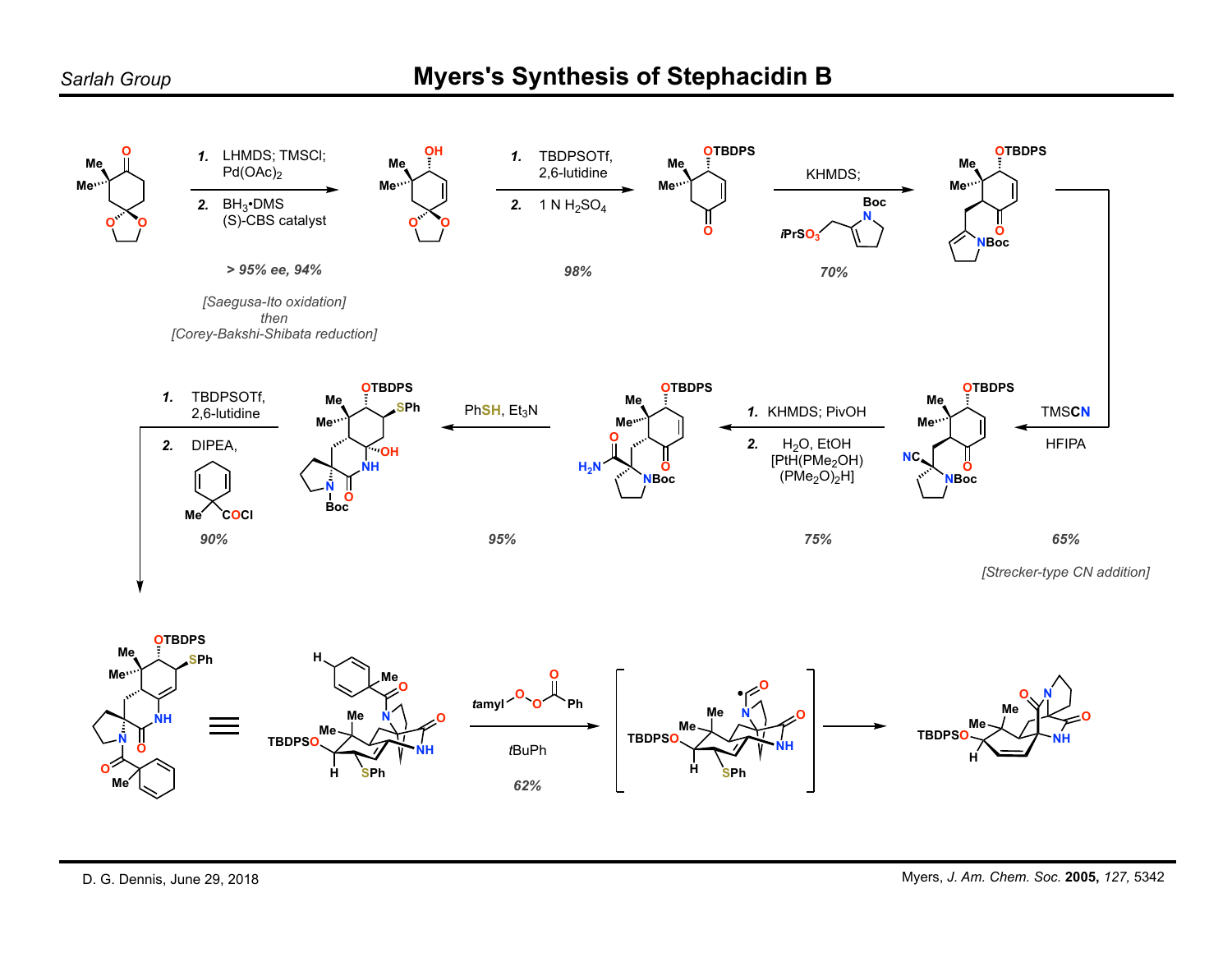# Myers's Synthesis of Stephacidin B

*Sarlah Group*

1. LHMDS; TMSCl; $Pd(OAc)_2$
2. $BH_3$•DMS, (S)-CBS catalyst

*> 95% ee, 94%*

*[Saegusa-Ito oxidation] then [Corey-Bakshi-Shibata reduction]*

1. TBDPSOTf, 2,6-lutidine
2. 1 N $H_2SO_4$

*98%*

KHMDS; *i*$PrSO_3$ (Boc-pyrroline reagent)

*70%*

TMSCN, HFIPA

*65%*

*[Strecker-type CN addition]*

1. KHMDS; PivOH
2. $H_2O$, EtOH, $[PtH(PMe_2OH)(PMe_2O)_2H]$

*75%*

PhSH, $Et_3N$

*95%*

1. TBDPSOTf, 2,6-lutidine
2. DIPEA, (1-methylcyclohexa-2,5-diene-1-carbonyl chloride)

*90%*

*t*amyl–O–O–C(O)Ph, *t*BuPh

*62%*

D. G. Dennis, June 29, 2018

Myers, *J. Am. Chem. Soc.* **2005,** *127,* 5342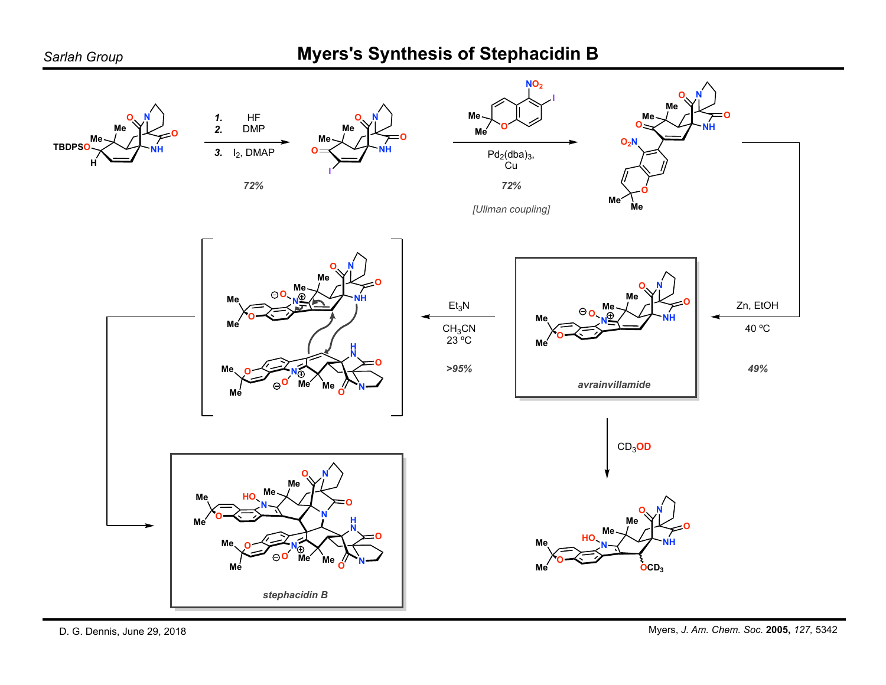# Myers's Synthesis of Stephacidin B

1. HF
2. DMP
3. $I_2$, DMAP

72%

$Pd_2(dba)_3$, Cu

72%

[Ullman coupling]

Zn, EtOH

40 ºC

49%

avrainvillamide

$Et_3N$

$CH_3CN$

23 ºC

>95%

stephacidin B

$CD_3OD$

D. G. Dennis, June 29, 2018

Myers, *J. Am. Chem. Soc.* **2005,** *127,* 5342